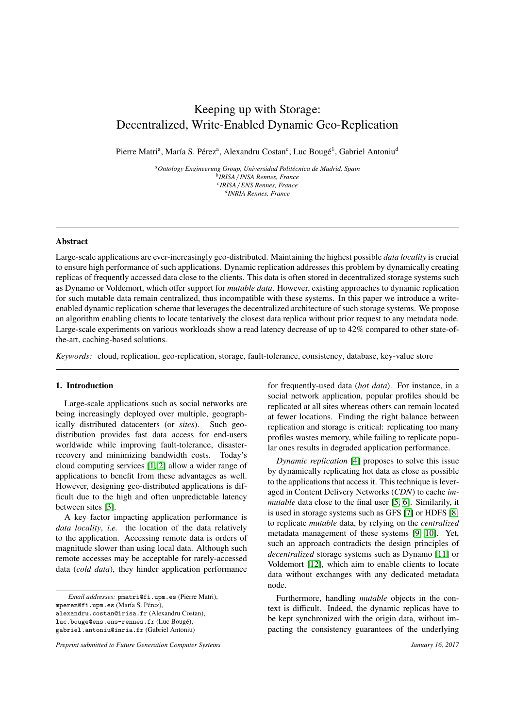# Keeping up with Storage: Decentralized, Write-Enabled Dynamic Geo-Replication

Pierre Matri[a], María S. Pérez[a], Alexandru Costan[c], Luc Bougé[1], Gabriel Antoniu[d]

[a]*Ontology Engineerung Group, Universidad Politécnica de Madrid, Spain*
[b]*IRISA / INSA Rennes, France*
[c]*IRISA / ENS Rennes, France*
[d]*INRIA Rennes, France*

## Abstract

Large-scale applications are ever-increasingly geo-distributed. Maintaining the highest possible *data locality* is crucial to ensure high performance of such applications. Dynamic replication addresses this problem by dynamically creating replicas of frequently accessed data close to the clients. This data is often stored in decentralized storage systems such as Dynamo or Voldemort, which offer support for *mutable data*. However, existing approaches to dynamic replication for such mutable data remain centralized, thus incompatible with these systems. In this paper we introduce a write-enabled dynamic replication scheme that leverages the decentralized architecture of such storage systems. We propose an algorithm enabling clients to locate tentatively the closest data replica without prior request to any metadata node. Large-scale experiments on various workloads show a read latency decrease of up to 42% compared to other state-of-the-art, caching-based solutions.

*Keywords:* cloud, replication, geo-replication, storage, fault-tolerance, consistency, database, key-value store

## 1. Introduction

Large-scale applications such as social networks are being increasingly deployed over multiple, geographically distributed datacenters (or *sites*). Such geo-distribution provides fast data access for end-users worldwide while improving fault-tolerance, disaster-recovery and minimizing bandwidth costs. Today's cloud computing services [1, 2] allow a wider range of applications to benefit from these advantages as well. However, designing geo-distributed applications is difficult due to the high and often unpredictable latency between sites [3].

A key factor impacting application performance is *data locality*, *i.e.* the location of the data relatively to the application. Accessing remote data is orders of magnitude slower than using local data. Although such remote accesses may be acceptable for rarely-accessed data (*cold data*), they hinder application performance for frequently-used data (*hot data*). For instance, in a social network application, popular profiles should be replicated at all sites whereas others can remain located at fewer locations. Finding the right balance between replication and storage is critical: replicating too many profiles wastes memory, while failing to replicate popular ones results in degraded application performance.

*Dynamic replication* [4] proposes to solve this issue by dynamically replicating hot data as close as possible to the applications that access it. This technique is leveraged in Content Delivery Networks (*CDN*) to cache *immutable* data close to the final user [5, 6]. Similarily, it is used in storage systems such as GFS [7] or HDFS [8] to replicate *mutable* data, by relying on the *centralized* metadata management of these systems [9, 10]. Yet, such an approach contradicts the design principles of *decentralized* storage systems such as Dynamo [11] or Voldemort [12], which aim to enable clients to locate data without exchanges with any dedicated metadata node.

Furthermore, handling *mutable* objects in the context is difficult. Indeed, the dynamic replicas have to be kept synchronized with the origin data, without impacting the consistency guarantees of the underlying

*Email addresses:* pmatri@fi.upm.es (Pierre Matri), mperez@fi.upm.es (María S. Pérez), alexandru.costan@irisa.fr (Alexandru Costan), luc.bouge@ens.ens-rennes.fr (Luc Bougé), gabriel.antoniu@inria.fr (Gabriel Antoniu)

*Preprint submitted to Future Generation Computer Systems* — *January 16, 2017*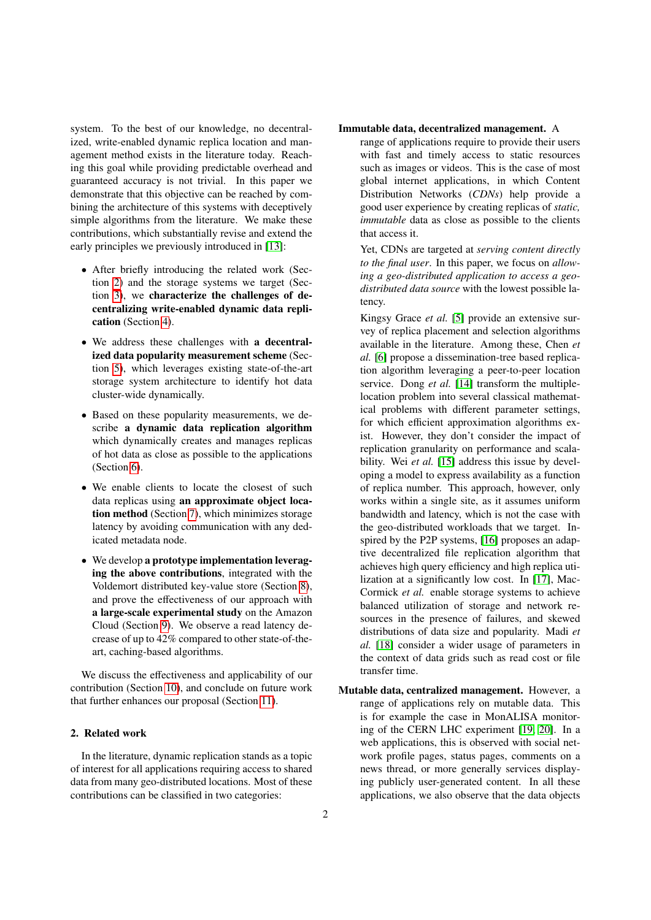system. To the best of our knowledge, no decentralized, write-enabled dynamic replica location and management method exists in the literature today. Reaching this goal while providing predictable overhead and guaranteed accuracy is not trivial. In this paper we demonstrate that this objective can be reached by combining the architecture of this systems with deceptively simple algorithms from the literature. We make these contributions, which substantially revise and extend the early principles we previously introduced in [13]:

- After briefly introducing the related work (Section 2) and the storage systems we target (Section 3), we **characterize the challenges of decentralizing write-enabled dynamic data replication** (Section 4).
- We address these challenges with **a decentralized data popularity measurement scheme** (Section 5), which leverages existing state-of-the-art storage system architecture to identify hot data cluster-wide dynamically.
- Based on these popularity measurements, we describe **a dynamic data replication algorithm** which dynamically creates and manages replicas of hot data as close as possible to the applications (Section 6).
- We enable clients to locate the closest of such data replicas using **an approximate object location method** (Section 7), which minimizes storage latency by avoiding communication with any dedicated metadata node.
- We develop **a prototype implementation leveraging the above contributions**, integrated with the Voldemort distributed key-value store (Section 8), and prove the effectiveness of our approach with **a large-scale experimental study** on the Amazon Cloud (Section 9). We observe a read latency decrease of up to 42% compared to other state-of-the-art, caching-based algorithms.

We discuss the effectiveness and applicability of our contribution (Section 10), and conclude on future work that further enhances our proposal (Section 11).

## 2. Related work

In the literature, dynamic replication stands as a topic of interest for all applications requiring access to shared data from many geo-distributed locations. Most of these contributions can be classified in two categories:

**Immutable data, decentralized management.** A range of applications require to provide their users with fast and timely access to static resources such as images or videos. This is the case of most global internet applications, in which Content Distribution Networks (*CDNs*) help provide a good user experience by creating replicas of *static, immutable* data as close as possible to the clients that access it.

Yet, CDNs are targeted at *serving content directly to the final user*. In this paper, we focus on *allowing a geo-distributed application to access a geo-distributed data source* with the lowest possible latency.

Kingsy Grace *et al.* [5] provide an extensive survey of replica placement and selection algorithms available in the literature. Among these, Chen *et al.* [6] propose a dissemination-tree based replication algorithm leveraging a peer-to-peer location service. Dong *et al.* [14] transform the multiple-location problem into several classical mathematical problems with different parameter settings, for which efficient approximation algorithms exist. However, they don't consider the impact of replication granularity on performance and scalability. Wei *et al.* [15] address this issue by developing a model to express availability as a function of replica number. This approach, however, only works within a single site, as it assumes uniform bandwidth and latency, which is not the case with the geo-distributed workloads that we target. Inspired by the P2P systems, [16] proposes an adaptive decentralized file replication algorithm that achieves high query efficiency and high replica utilization at a significantly low cost. In [17], MacCormick *et al.* enable storage systems to achieve balanced utilization of storage and network resources in the presence of failures, and skewed distributions of data size and popularity. Madi *et al.* [18] consider a wider usage of parameters in the context of data grids such as read cost or file transfer time.

**Mutable data, centralized management.** However, a range of applications rely on mutable data. This is for example the case in MonALISA monitoring of the CERN LHC experiment [19, 20]. In a web applications, this is observed with social network profile pages, status pages, comments on a news thread, or more generally services displaying publicly user-generated content. In all these applications, we also observe that the data objects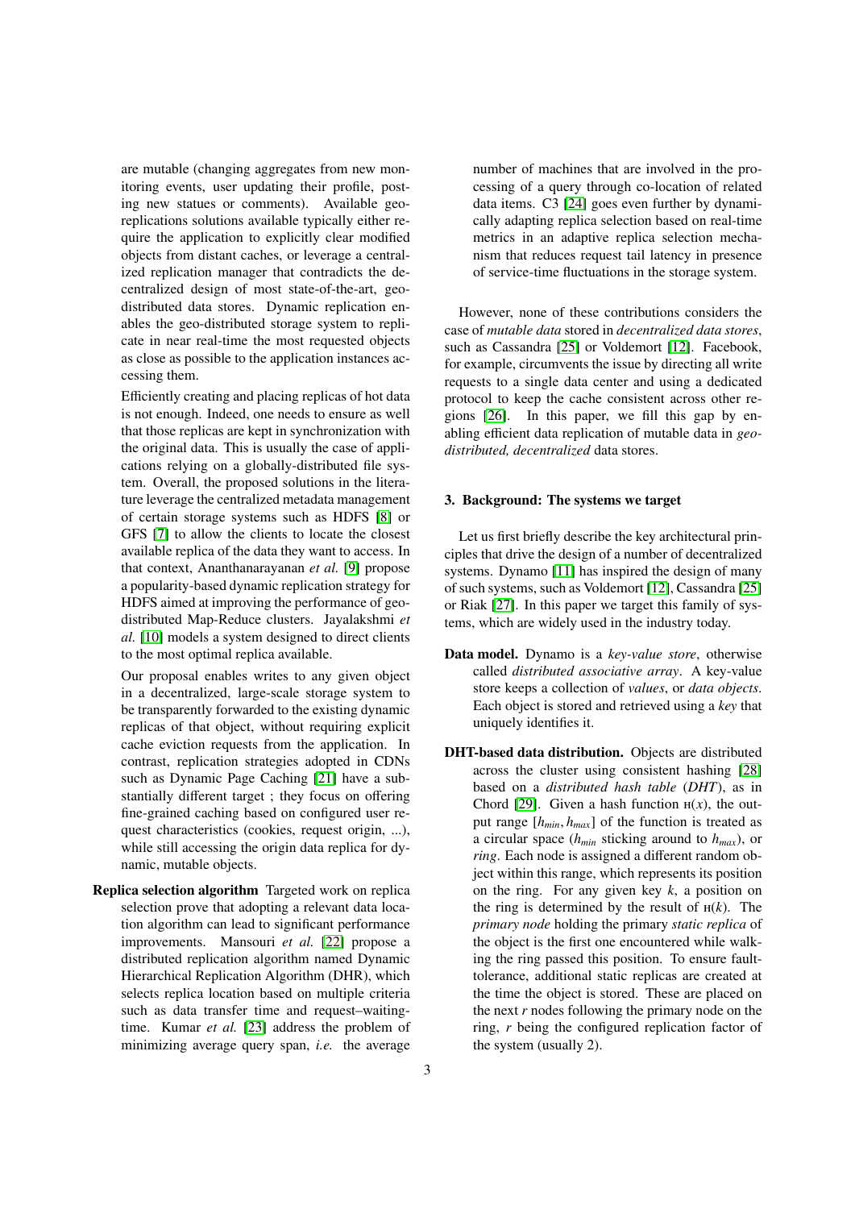are mutable (changing aggregates from new monitoring events, user updating their profile, posting new statues or comments). Available geo-replications solutions available typically either require the application to explicitly clear modified objects from distant caches, or leverage a centralized replication manager that contradicts the decentralized design of most state-of-the-art, geo-distributed data stores. Dynamic replication enables the geo-distributed storage system to replicate in near real-time the most requested objects as close as possible to the application instances accessing them.

Efficiently creating and placing replicas of hot data is not enough. Indeed, one needs to ensure as well that those replicas are kept in synchronization with the original data. This is usually the case of applications relying on a globally-distributed file system. Overall, the proposed solutions in the literature leverage the centralized metadata management of certain storage systems such as HDFS [8] or GFS [7] to allow the clients to locate the closest available replica of the data they want to access. In that context, Ananthanarayanan *et al.* [9] propose a popularity-based dynamic replication strategy for HDFS aimed at improving the performance of geo-distributed Map-Reduce clusters. Jayalakshmi *et al.* [10] models a system designed to direct clients to the most optimal replica available.

Our proposal enables writes to any given object in a decentralized, large-scale storage system to be transparently forwarded to the existing dynamic replicas of that object, without requiring explicit cache eviction requests from the application. In contrast, replication strategies adopted in CDNs such as Dynamic Page Caching [21] have a substantially different target ; they focus on offering fine-grained caching based on configured user request characteristics (cookies, request origin, ...), while still accessing the origin data replica for dynamic, mutable objects.

**Replica selection algorithm** Targeted work on replica selection prove that adopting a relevant data location algorithm can lead to significant performance improvements. Mansouri *et al.* [22] propose a distributed replication algorithm named Dynamic Hierarchical Replication Algorithm (DHR), which selects replica location based on multiple criteria such as data transfer time and request–waiting-time. Kumar *et al.* [23] address the problem of minimizing average query span, *i.e.* the average number of machines that are involved in the processing of a query through co-location of related data items. C3 [24] goes even further by dynamically adapting replica selection based on real-time metrics in an adaptive replica selection mechanism that reduces request tail latency in presence of service-time fluctuations in the storage system.

However, none of these contributions considers the case of *mutable data* stored in *decentralized data stores*, such as Cassandra [25] or Voldemort [12]. Facebook, for example, circumvents the issue by directing all write requests to a single data center and using a dedicated protocol to keep the cache consistent across other regions [26]. In this paper, we fill this gap by enabling efficient data replication of mutable data in *geo-distributed, decentralized* data stores.

## 3. Background: The systems we target

Let us first briefly describe the key architectural principles that drive the design of a number of decentralized systems. Dynamo [11] has inspired the design of many of such systems, such as Voldemort [12], Cassandra [25] or Riak [27]. In this paper we target this family of systems, which are widely used in the industry today.

**Data model.** Dynamo is a *key-value store*, otherwise called *distributed associative array*. A key-value store keeps a collection of *values*, or *data objects*. Each object is stored and retrieved using a *key* that uniquely identifies it.

**DHT-based data distribution.** Objects are distributed across the cluster using consistent hashing [28] based on a *distributed hash table* (*DHT*), as in Chord [29]. Given a hash function $\mathrm{H}(x)$, the output range $[h_{min}, h_{max}]$ of the function is treated as a circular space ($h_{min}$ sticking around to $h_{max}$), or *ring*. Each node is assigned a different random object within this range, which represents its position on the ring. For any given key $k$, a position on the ring is determined by the result of $\mathrm{H}(k)$. The *primary node* holding the primary *static replica* of the object is the first one encountered while walking the ring passed this position. To ensure fault-tolerance, additional static replicas are created at the time the object is stored. These are placed on the next $r$ nodes following the primary node on the ring, $r$ being the configured replication factor of the system (usually 2).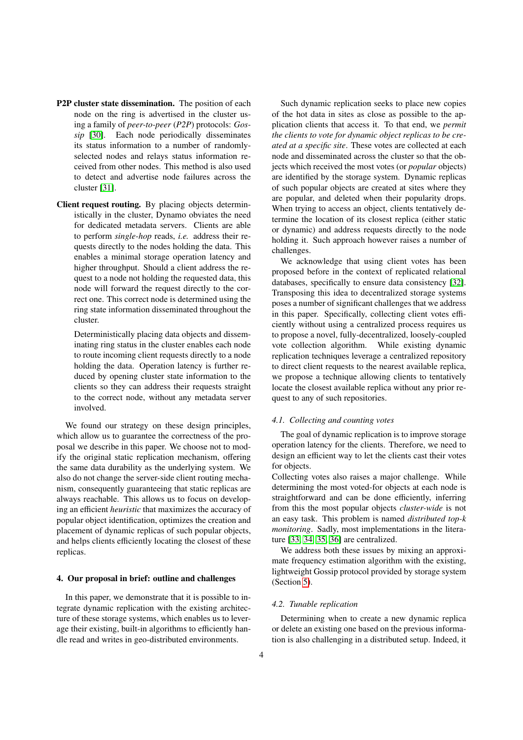**P2P cluster state dissemination.** The position of each node on the ring is advertised in the cluster using a family of *peer-to-peer* (*P2P*) protocols: *Gossip* [30]. Each node periodically disseminates its status information to a number of randomly-selected nodes and relays status information received from other nodes. This method is also used to detect and advertise node failures across the cluster [31].

**Client request routing.** By placing objects deterministically in the cluster, Dynamo obviates the need for dedicated metadata servers. Clients are able to perform *single-hop* reads, *i.e.* address their requests directly to the nodes holding the data. This enables a minimal storage operation latency and higher throughput. Should a client address the request to a node not holding the requested data, this node will forward the request directly to the correct one. This correct node is determined using the ring state information disseminated throughout the cluster.

Deterministically placing data objects and disseminating ring status in the cluster enables each node to route incoming client requests directly to a node holding the data. Operation latency is further reduced by opening cluster state information to the clients so they can address their requests straight to the correct node, without any metadata server involved.

We found our strategy on these design principles, which allow us to guarantee the correctness of the proposal we describe in this paper. We choose not to modify the original static replication mechanism, offering the same data durability as the underlying system. We also do not change the server-side client routing mechanism, consequently guaranteeing that static replicas are always reachable. This allows us to focus on developing an efficient *heuristic* that maximizes the accuracy of popular object identification, optimizes the creation and placement of dynamic replicas of such popular objects, and helps clients efficiently locating the closest of these replicas.

## 4. Our proposal in brief: outline and challenges

In this paper, we demonstrate that it is possible to integrate dynamic replication with the existing architecture of these storage systems, which enables us to leverage their existing, built-in algorithms to efficiently handle read and writes in geo-distributed environments.

Such dynamic replication seeks to place new copies of the hot data in sites as close as possible to the application clients that access it. To that end, we *permit the clients to vote for dynamic object replicas to be created at a specific site*. These votes are collected at each node and disseminated across the cluster so that the objects which received the most votes (or *popular* objects) are identified by the storage system. Dynamic replicas of such popular objects are created at sites where they are popular, and deleted when their popularity drops. When trying to access an object, clients tentatively determine the location of its closest replica (either static or dynamic) and address requests directly to the node holding it. Such approach however raises a number of challenges.

We acknowledge that using client votes has been proposed before in the context of replicated relational databases, specifically to ensure data consistency [32]. Transposing this idea to decentralized storage systems poses a number of significant challenges that we address in this paper. Specifically, collecting client votes efficiently without using a centralized process requires us to propose a novel, fully-decentralized, loosely-coupled vote collection algorithm. While existing dynamic replication techniques leverage a centralized repository to direct client requests to the nearest available replica, we propose a technique allowing clients to tentatively locate the closest available replica without any prior request to any of such repositories.

### 4.1. Collecting and counting votes

The goal of dynamic replication is to improve storage operation latency for the clients. Therefore, we need to design an efficient way to let the clients cast their votes for objects.

Collecting votes also raises a major challenge. While determining the most voted-for objects at each node is straightforward and can be done efficiently, inferring from this the most popular objects *cluster-wide* is not an easy task. This problem is named *distributed top-k monitoring*. Sadly, most implementations in the literature [33, 34, 35, 36] are centralized.

We address both these issues by mixing an approximate frequency estimation algorithm with the existing, lightweight Gossip protocol provided by storage system (Section 5).

### 4.2. Tunable replication

Determining when to create a new dynamic replica or delete an existing one based on the previous information is also challenging in a distributed setup. Indeed, it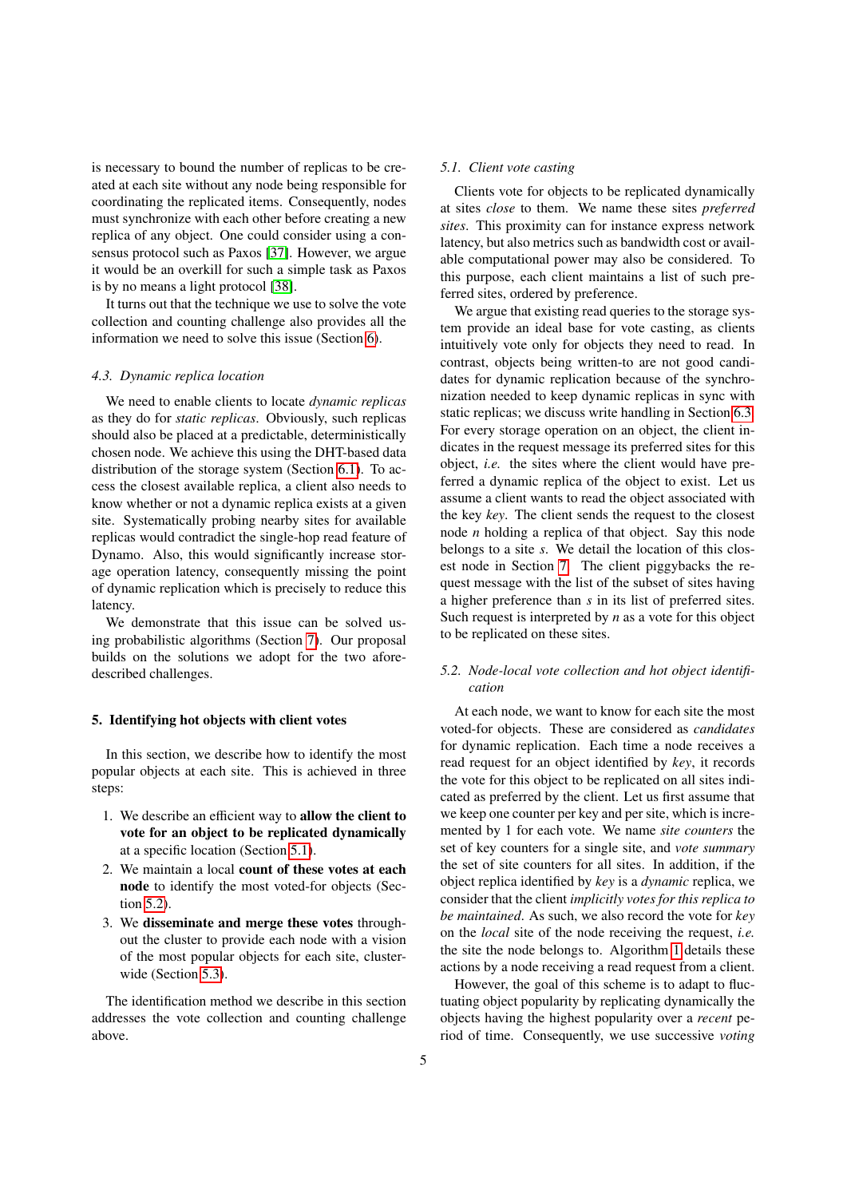is necessary to bound the number of replicas to be created at each site without any node being responsible for coordinating the replicated items. Consequently, nodes must synchronize with each other before creating a new replica of any object. One could consider using a consensus protocol such as Paxos [37]. However, we argue it would be an overkill for such a simple task as Paxos is by no means a light protocol [38].

It turns out that the technique we use to solve the vote collection and counting challenge also provides all the information we need to solve this issue (Section 6).

### 4.3. Dynamic replica location

We need to enable clients to locate *dynamic replicas* as they do for *static replicas*. Obviously, such replicas should also be placed at a predictable, deterministically chosen node. We achieve this using the DHT-based data distribution of the storage system (Section 6.1). To access the closest available replica, a client also needs to know whether or not a dynamic replica exists at a given site. Systematically probing nearby sites for available replicas would contradict the single-hop read feature of Dynamo. Also, this would significantly increase storage operation latency, consequently missing the point of dynamic replication which is precisely to reduce this latency.

We demonstrate that this issue can be solved using probabilistic algorithms (Section 7). Our proposal builds on the solutions we adopt for the two afore-described challenges.

## 5. Identifying hot objects with client votes

In this section, we describe how to identify the most popular objects at each site. This is achieved in three steps:

1. We describe an efficient way to **allow the client to vote for an object to be replicated dynamically** at a specific location (Section 5.1).
2. We maintain a local **count of these votes at each node** to identify the most voted-for objects (Section 5.2).
3. We **disseminate and merge these votes** throughout the cluster to provide each node with a vision of the most popular objects for each site, cluster-wide (Section 5.3).

The identification method we describe in this section addresses the vote collection and counting challenge above.

### 5.1. Client vote casting

Clients vote for objects to be replicated dynamically at sites *close* to them. We name these sites *preferred sites*. This proximity can for instance express network latency, but also metrics such as bandwidth cost or available computational power may also be considered. To this purpose, each client maintains a list of such preferred sites, ordered by preference.

We argue that existing read queries to the storage system provide an ideal base for vote casting, as clients intuitively vote only for objects they need to read. In contrast, objects being written-to are not good candidates for dynamic replication because of the synchronization needed to keep dynamic replicas in sync with static replicas; we discuss write handling in Section 6.3. For every storage operation on an object, the client indicates in the request message its preferred sites for this object, *i.e.* the sites where the client would have preferred a dynamic replica of the object to exist. Let us assume a client wants to read the object associated with the key *key*. The client sends the request to the closest node *n* holding a replica of that object. Say this node belongs to a site *s*. We detail the location of this closest node in Section 7. The client piggybacks the request message with the list of the subset of sites having a higher preference than *s* in its list of preferred sites. Such request is interpreted by *n* as a vote for this object to be replicated on these sites.

### 5.2. Node-local vote collection and hot object identification

At each node, we want to know for each site the most voted-for objects. These are considered as *candidates* for dynamic replication. Each time a node receives a read request for an object identified by *key*, it records the vote for this object to be replicated on all sites indicated as preferred by the client. Let us first assume that we keep one counter per key and per site, which is incremented by 1 for each vote. We name *site counters* the set of key counters for a single site, and *vote summary* the set of site counters for all sites. In addition, if the object replica identified by *key* is a *dynamic* replica, we consider that the client *implicitly votes for this replica to be maintained*. As such, we also record the vote for *key* on the *local* site of the node receiving the request, *i.e.* the site the node belongs to. Algorithm 1 details these actions by a node receiving a read request from a client.

However, the goal of this scheme is to adapt to fluctuating object popularity by replicating dynamically the objects having the highest popularity over a *recent* period of time. Consequently, we use successive *voting*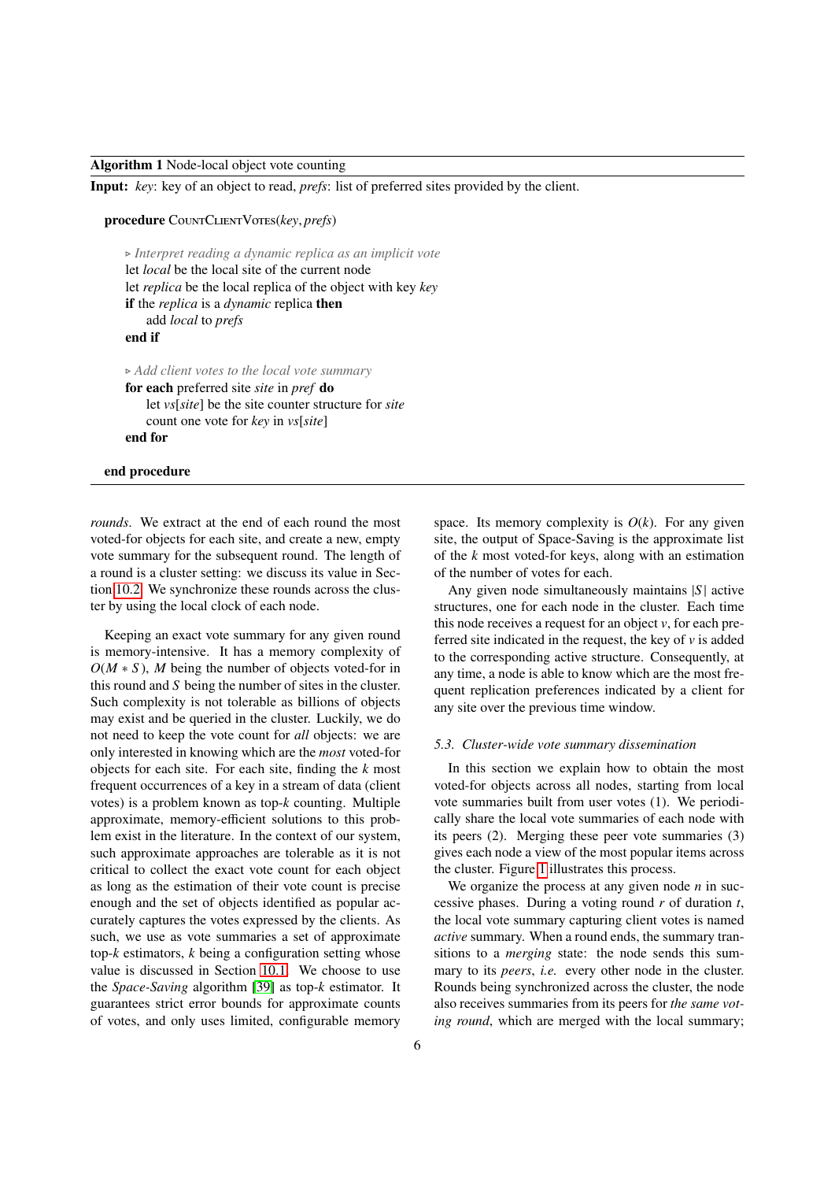**Algorithm 1** Node-local object vote counting

**Input:** *key*: key of an object to read, *prefs*: list of preferred sites provided by the client.

```
procedure CountClientVotes(key, prefs)

    ▷ Interpret reading a dynamic replica as an implicit vote
    let local be the local site of the current node
    let replica be the local replica of the object with key key
    if the replica is a dynamic replica then
        add local to prefs
    end if

    ▷ Add client votes to the local vote summary
    for each preferred site site in pref do
        let vs[site] be the site counter structure for site
        count one vote for key in vs[site]
    end for

end procedure
```

*rounds*. We extract at the end of each round the most voted-for objects for each site, and create a new, empty vote summary for the subsequent round. The length of a round is a cluster setting: we discuss its value in Section 10.2. We synchronize these rounds across the cluster by using the local clock of each node.

Keeping an exact vote summary for any given round is memory-intensive. It has a memory complexity of $O(M * S)$, $M$ being the number of objects voted-for in this round and $S$ being the number of sites in the cluster. Such complexity is not tolerable as billions of objects may exist and be queried in the cluster. Luckily, we do not need to keep the vote count for *all* objects: we are only interested in knowing which are the *most* voted-for objects for each site. For each site, finding the $k$ most frequent occurrences of a key in a stream of data (client votes) is a problem known as top-$k$ counting. Multiple approximate, memory-efficient solutions to this problem exist in the literature. In the context of our system, such approximate approaches are tolerable as it is not critical to collect the exact vote count for each object as long as the estimation of their vote count is precise enough and the set of objects identified as popular accurately captures the votes expressed by the clients. As such, we use as vote summaries a set of approximate top-$k$ estimators, $k$ being a configuration setting whose value is discussed in Section 10.1. We choose to use the *Space-Saving* algorithm [39] as top-$k$ estimator. It guarantees strict error bounds for approximate counts of votes, and only uses limited, configurable memory space. Its memory complexity is $O(k)$. For any given site, the output of Space-Saving is the approximate list of the $k$ most voted-for keys, along with an estimation of the number of votes for each.

Any given node simultaneously maintains $|S|$ active structures, one for each node in the cluster. Each time this node receives a request for an object $v$, for each preferred site indicated in the request, the key of $v$ is added to the corresponding active structure. Consequently, at any time, a node is able to know which are the most frequent replication preferences indicated by a client for any site over the previous time window.

### 5.3. Cluster-wide vote summary dissemination

In this section we explain how to obtain the most voted-for objects across all nodes, starting from local vote summaries built from user votes (1). We periodically share the local vote summaries of each node with its peers (2). Merging these peer vote summaries (3) gives each node a view of the most popular items across the cluster. Figure 1 illustrates this process.

We organize the process at any given node $n$ in successive phases. During a voting round $r$ of duration $t$, the local vote summary capturing client votes is named *active* summary. When a round ends, the summary transitions to a *merging* state: the node sends this summary to its *peers*, *i.e.* every other node in the cluster. Rounds being synchronized across the cluster, the node also receives summaries from its peers for *the same voting round*, which are merged with the local summary;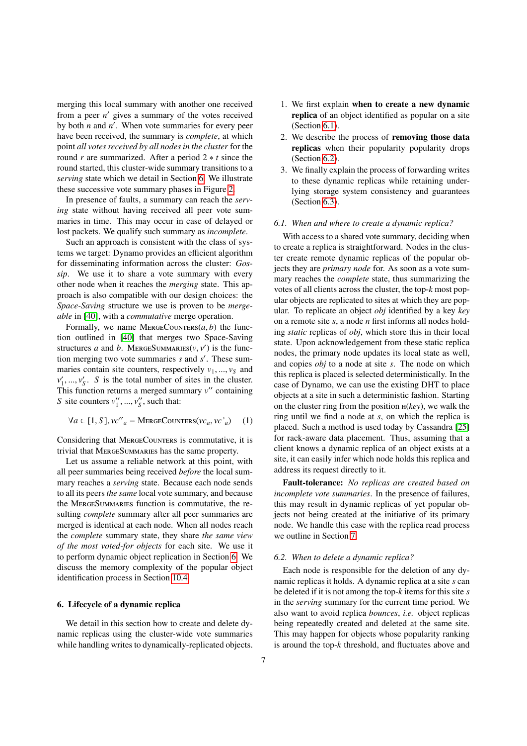merging this local summary with another one received from a peer $n'$ gives a summary of the votes received by both $n$ and $n'$. When vote summaries for every peer have been received, the summary is *complete*, at which point *all votes received by all nodes in the cluster* for the round $r$ are summarized. After a period $2 * t$ since the round started, this cluster-wide summary transitions to a *serving* state which we detail in Section 6. We illustrate these successive vote summary phases in Figure 2.

In presence of faults, a summary can reach the *serving* state without having received all peer vote summaries in time. This may occur in case of delayed or lost packets. We qualify such summary as *incomplete*.

Such an approach is consistent with the class of systems we target: Dynamo provides an efficient algorithm for disseminating information across the cluster: *Gossip*. We use it to share a vote summary with every other node when it reaches the *merging* state. This approach is also compatible with our design choices: the *Space-Saving* structure we use is proven to be *mergeable* in [40], with a *commutative* merge operation.

Formally, we name MergeCounters$(a, b)$ the function outlined in [40] that merges two Space-Saving structures $a$ and $b$. MergeSummaries$(v, v')$ is the function merging two vote summaries $s$ and $s'$. These summaries contain site counters, respectively $v_1, ..., v_S$ and $v'_1, ..., v'_S$. $S$ is the total number of sites in the cluster. This function returns a merged summary $v''$ containing $S$ site counters $v''_1, ..., v''_S$, such that:

$$\forall a \in [1, S], vc''_a = \text{MergeCounters}(vc_a, vc'_a) \quad (1)$$

Considering that MergeCounters is commutative, it is trivial that MergeSummaries has the same property.

Let us assume a reliable network at this point, with all peer summaries being received *before* the local summary reaches a *serving* state. Because each node sends to all its peers *the same* local vote summary, and because the MergeSummaries function is commutative, the resulting *complete* summary after all peer summaries are merged is identical at each node. When all nodes reach the *complete* summary state, they share *the same view of the most voted-for objects* for each site. We use it to perform dynamic object replication in Section 6. We discuss the memory complexity of the popular object identification process in Section 10.4.

## 6. Lifecycle of a dynamic replica

We detail in this section how to create and delete dynamic replicas using the cluster-wide vote summaries while handling writes to dynamically-replicated objects.

1. We first explain **when to create a new dynamic replica** of an object identified as popular on a site (Section 6.1).
2. We describe the process of **removing those data replicas** when their popularity popularity drops (Section 6.2).
3. We finally explain the process of forwarding writes to these dynamic replicas while retaining underlying storage system consistency and guarantees (Section 6.3).

### 6.1. When and where to create a dynamic replica?

With access to a shared vote summary, deciding when to create a replica is straightforward. Nodes in the cluster create remote dynamic replicas of the popular objects they are *primary node* for. As soon as a vote summary reaches the *complete* state, thus summarizing the votes of all clients across the cluster, the top-$k$ most popular objects are replicated to sites at which they are popular. To replicate an object *obj* identified by a key *key* on a remote site $s$, a node $n$ first informs all nodes holding *static* replicas of *obj*, which store this in their local state. Upon acknowledgement from these static replica nodes, the primary node updates its local state as well, and copies *obj* to a node at site $s$. The node on which this replica is placed is selected deterministically. In the case of Dynamo, we can use the existing DHT to place objects at a site in such a deterministic fashion. Starting on the cluster ring from the position H(*key*), we walk the ring until we find a node at $s$, on which the replica is placed. Such a method is used today by Cassandra [25] for rack-aware data placement. Thus, assuming that a client knows a dynamic replica of an object exists at a site, it can easily infer which node holds this replica and address its request directly to it.

**Fault-tolerance:** *No replicas are created based on incomplete vote summaries*. In the presence of failures, this may result in dynamic replicas of yet popular objects not being created at the initiative of its primary node. We handle this case with the replica read process we outline in Section 7.

### 6.2. When to delete a dynamic replica?

Each node is responsible for the deletion of any dynamic replicas it holds. A dynamic replica at a site $s$ can be deleted if it is not among the top-$k$ items for this site $s$ in the *serving* summary for the current time period. We also want to avoid replica *bounces*, *i.e.* object replicas being repeatedly created and deleted at the same site. This may happen for objects whose popularity ranking is around the top-$k$ threshold, and fluctuates above and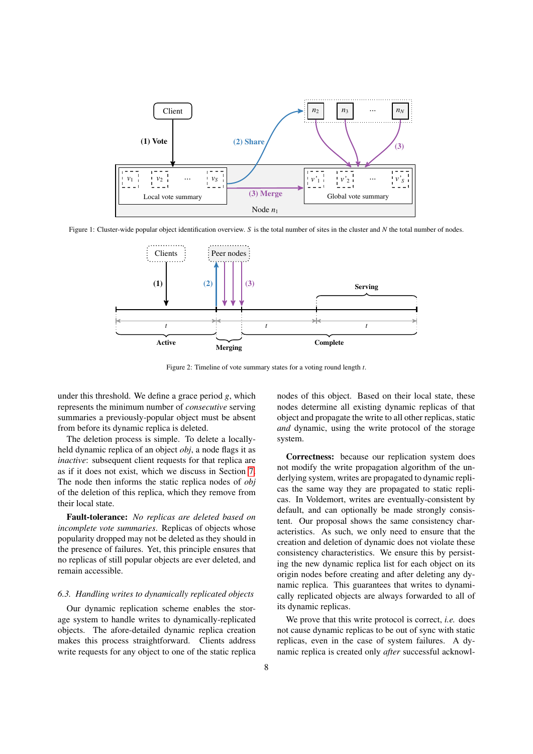Client

(1) Vote

(2) Share

$n_2$ $n_3$ ... $n_N$

(3)

$v_1$ $v_2$ ... $v_S$

Local vote summary

(3) Merge

$v'_1$ $v'_2$ ... $v'_S$

Global vote summary

Node $n_1$

Figure 1: Cluster-wide popular object identification overview. $S$ is the total number of sites in the cluster and $N$ the total number of nodes.

Clients

Peer nodes

(1)

(2)

(3)

Serving

$t$

$t$

$t$

Active

Merging

Complete

Figure 2: Timeline of vote summary states for a voting round length $t$.

under this threshold. We define a grace period $g$, which represents the minimum number of *consecutive* serving summaries a previously-popular object must be absent from before its dynamic replica is deleted.

The deletion process is simple. To delete a locally-held dynamic replica of an object *obj*, a node flags it as *inactive*: subsequent client requests for that replica are as if it does not exist, which we discuss in Section 7. The node then informs the static replica nodes of *obj* of the deletion of this replica, which they remove from their local state.

**Fault-tolerance:** *No replicas are deleted based on incomplete vote summaries*. Replicas of objects whose popularity dropped may not be deleted as they should in the presence of failures. Yet, this principle ensures that no replicas of still popular objects are ever deleted, and remain accessible.

### 6.3. Handling writes to dynamically replicated objects

Our dynamic replication scheme enables the storage system to handle writes to dynamically-replicated objects. The afore-detailed dynamic replica creation makes this process straightforward. Clients address write requests for any object to one of the static replica nodes of this object. Based on their local state, these nodes determine all existing dynamic replicas of that object and propagate the write to all other replicas, static *and* dynamic, using the write protocol of the storage system.

**Correctness:** because our replication system does not modify the write propagation algorithm of the underlying system, writes are propagated to dynamic replicas the same way they are propagated to static replicas. In Voldemort, writes are eventually-consistent by default, and can optionally be made strongly consistent. Our proposal shows the same consistency characteristics. As such, we only need to ensure that the creation and deletion of dynamic does not violate these consistency characteristics. We ensure this by persisting the new dynamic replica list for each object on its origin nodes before creating and after deleting any dynamic replica. This guarantees that writes to dynamically replicated objects are always forwarded to all of its dynamic replicas.

We prove that this write protocol is correct, *i.e.* does not cause dynamic replicas to be out of sync with static replicas, even in the case of system failures. A dynamic replica is created only *after* successful acknowl-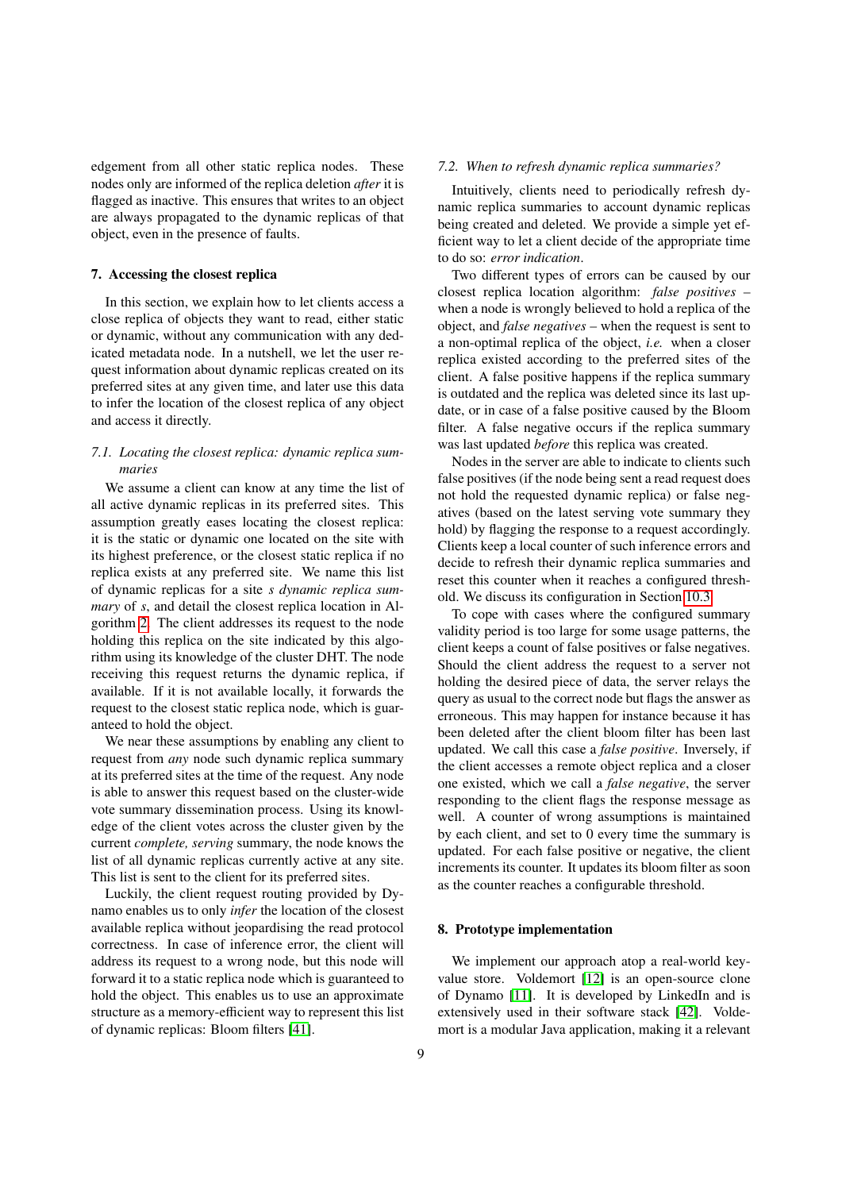edgement from all other static replica nodes. These nodes only are informed of the replica deletion *after* it is flagged as inactive. This ensures that writes to an object are always propagated to the dynamic replicas of that object, even in the presence of faults.

## 7. Accessing the closest replica

In this section, we explain how to let clients access a close replica of objects they want to read, either static or dynamic, without any communication with any dedicated metadata node. In a nutshell, we let the user request information about dynamic replicas created on its preferred sites at any given time, and later use this data to infer the location of the closest replica of any object and access it directly.

### 7.1. Locating the closest replica: dynamic replica summaries

We assume a client can know at any time the list of all active dynamic replicas in its preferred sites. This assumption greatly eases locating the closest replica: it is the static or dynamic one located on the site with its highest preference, or the closest static replica if no replica exists at any preferred site. We name this list of dynamic replicas for a site *s dynamic replica summary* of *s*, and detail the closest replica location in Algorithm 2. The client addresses its request to the node holding this replica on the site indicated by this algorithm using its knowledge of the cluster DHT. The node receiving this request returns the dynamic replica, if available. If it is not available locally, it forwards the request to the closest static replica node, which is guaranteed to hold the object.

We near these assumptions by enabling any client to request from *any* node such dynamic replica summary at its preferred sites at the time of the request. Any node is able to answer this request based on the cluster-wide vote summary dissemination process. Using its knowledge of the client votes across the cluster given by the current *complete, serving* summary, the node knows the list of all dynamic replicas currently active at any site. This list is sent to the client for its preferred sites.

Luckily, the client request routing provided by Dynamo enables us to only *infer* the location of the closest available replica without jeopardising the read protocol correctness. In case of inference error, the client will address its request to a wrong node, but this node will forward it to a static replica node which is guaranteed to hold the object. This enables us to use an approximate structure as a memory-efficient way to represent this list of dynamic replicas: Bloom filters [41].

### 7.2. When to refresh dynamic replica summaries?

Intuitively, clients need to periodically refresh dynamic replica summaries to account dynamic replicas being created and deleted. We provide a simple yet efficient way to let a client decide of the appropriate time to do so: *error indication*.

Two different types of errors can be caused by our closest replica location algorithm: *false positives* – when a node is wrongly believed to hold a replica of the object, and *false negatives* – when the request is sent to a non-optimal replica of the object, *i.e.* when a closer replica existed according to the preferred sites of the client. A false positive happens if the replica summary is outdated and the replica was deleted since its last update, or in case of a false positive caused by the Bloom filter. A false negative occurs if the replica summary was last updated *before* this replica was created.

Nodes in the server are able to indicate to clients such false positives (if the node being sent a read request does not hold the requested dynamic replica) or false negatives (based on the latest serving vote summary they hold) by flagging the response to a request accordingly. Clients keep a local counter of such inference errors and decide to refresh their dynamic replica summaries and reset this counter when it reaches a configured threshold. We discuss its configuration in Section 10.3.

To cope with cases where the configured summary validity period is too large for some usage patterns, the client keeps a count of false positives or false negatives. Should the client address the request to a server not holding the desired piece of data, the server relays the query as usual to the correct node but flags the answer as erroneous. This may happen for instance because it has been deleted after the client bloom filter has been last updated. We call this case a *false positive*. Inversely, if the client accesses a remote object replica and a closer one existed, which we call a *false negative*, the server responding to the client flags the response message as well. A counter of wrong assumptions is maintained by each client, and set to 0 every time the summary is updated. For each false positive or negative, the client increments its counter. It updates its bloom filter as soon as the counter reaches a configurable threshold.

## 8. Prototype implementation

We implement our approach atop a real-world key-value store. Voldemort [12] is an open-source clone of Dynamo [11]. It is developed by LinkedIn and is extensively used in their software stack [42]. Voldemort is a modular Java application, making it a relevant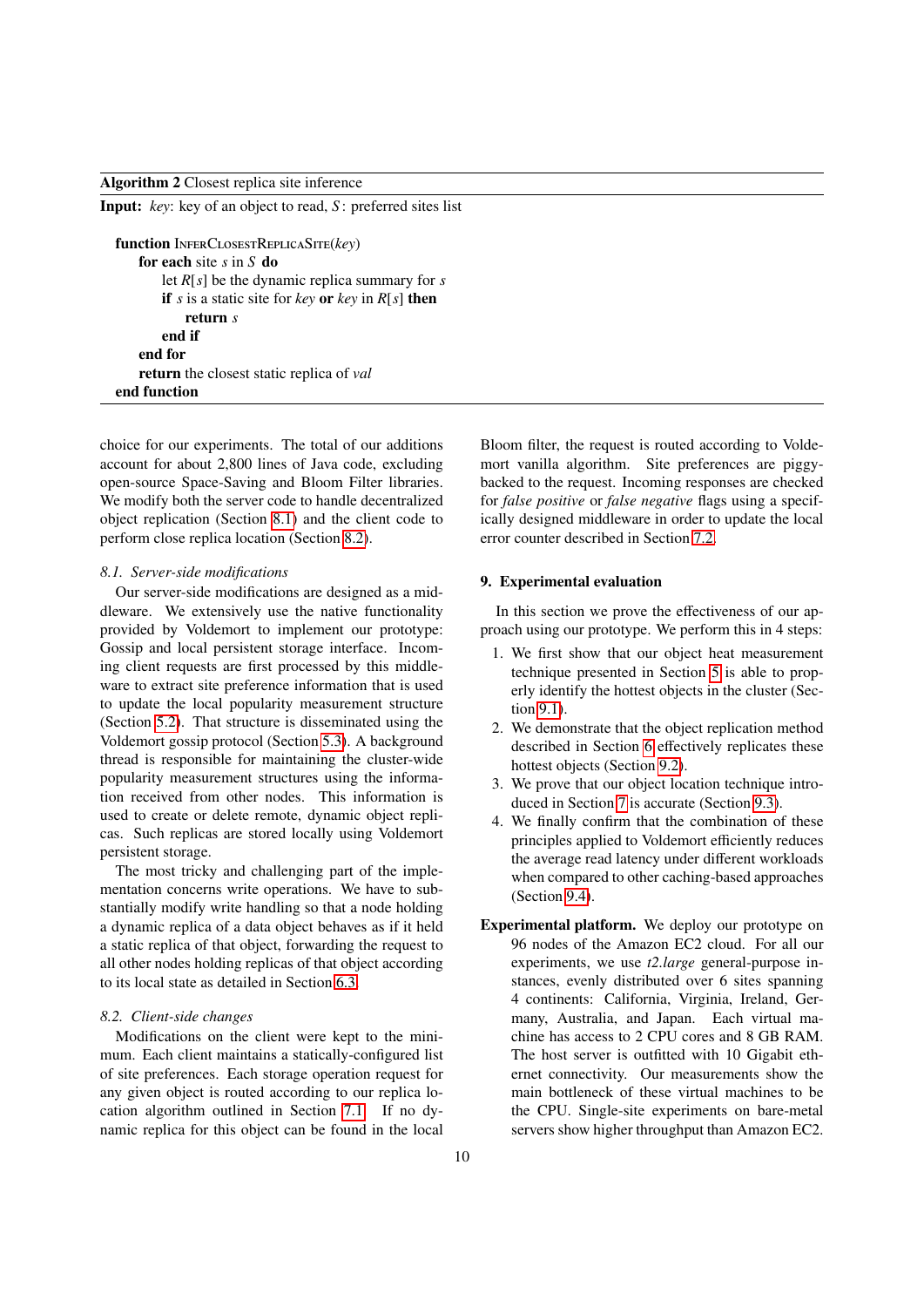**Algorithm 2** Closest replica site inference

**Input:** *key*: key of an object to read, $S$: preferred sites list

```
function INFERCLOSESTREPLICASITE(key)
    for each site s in S do
        let R[s] be the dynamic replica summary for s
        if s is a static site for key or key in R[s] then
            return s
        end if
    end for
    return the closest static replica of val
end function
```

choice for our experiments. The total of our additions account for about 2,800 lines of Java code, excluding open-source Space-Saving and Bloom Filter libraries. We modify both the server code to handle decentralized object replication (Section 8.1) and the client code to perform close replica location (Section 8.2).

### 8.1. Server-side modifications

Our server-side modifications are designed as a middleware. We extensively use the native functionality provided by Voldemort to implement our prototype: Gossip and local persistent storage interface. Incoming client requests are first processed by this middleware to extract site preference information that is used to update the local popularity measurement structure (Section 5.2). That structure is disseminated using the Voldemort gossip protocol (Section 5.3). A background thread is responsible for maintaining the cluster-wide popularity measurement structures using the information received from other nodes. This information is used to create or delete remote, dynamic object replicas. Such replicas are stored locally using Voldemort persistent storage.

The most tricky and challenging part of the implementation concerns write operations. We have to substantially modify write handling so that a node holding a dynamic replica of a data object behaves as if it held a static replica of that object, forwarding the request to all other nodes holding replicas of that object according to its local state as detailed in Section 6.3.

### 8.2. Client-side changes

Modifications on the client were kept to the minimum. Each client maintains a statically-configured list of site preferences. Each storage operation request for any given object is routed according to our replica location algorithm outlined in Section 7.1. If no dynamic replica for this object can be found in the local Bloom filter, the request is routed according to Voldemort vanilla algorithm. Site preferences are piggybacked to the request. Incoming responses are checked for *false positive* or *false negative* flags using a specifically designed middleware in order to update the local error counter described in Section 7.2.

## 9. Experimental evaluation

In this section we prove the effectiveness of our approach using our prototype. We perform this in 4 steps:

1. We first show that our object heat measurement technique presented in Section 5 is able to properly identify the hottest objects in the cluster (Section 9.1).
2. We demonstrate that the object replication method described in Section 6 effectively replicates these hottest objects (Section 9.2).
3. We prove that our object location technique introduced in Section 7 is accurate (Section 9.3).
4. We finally confirm that the combination of these principles applied to Voldemort efficiently reduces the average read latency under different workloads when compared to other caching-based approaches (Section 9.4).

**Experimental platform.** We deploy our prototype on 96 nodes of the Amazon EC2 cloud. For all our experiments, we use *t2.large* general-purpose instances, evenly distributed over 6 sites spanning 4 continents: California, Virginia, Ireland, Germany, Australia, and Japan. Each virtual machine has access to 2 CPU cores and 8 GB RAM. The host server is outfitted with 10 Gigabit ethernet connectivity. Our measurements show the main bottleneck of these virtual machines to be the CPU. Single-site experiments on bare-metal servers show higher throughput than Amazon EC2.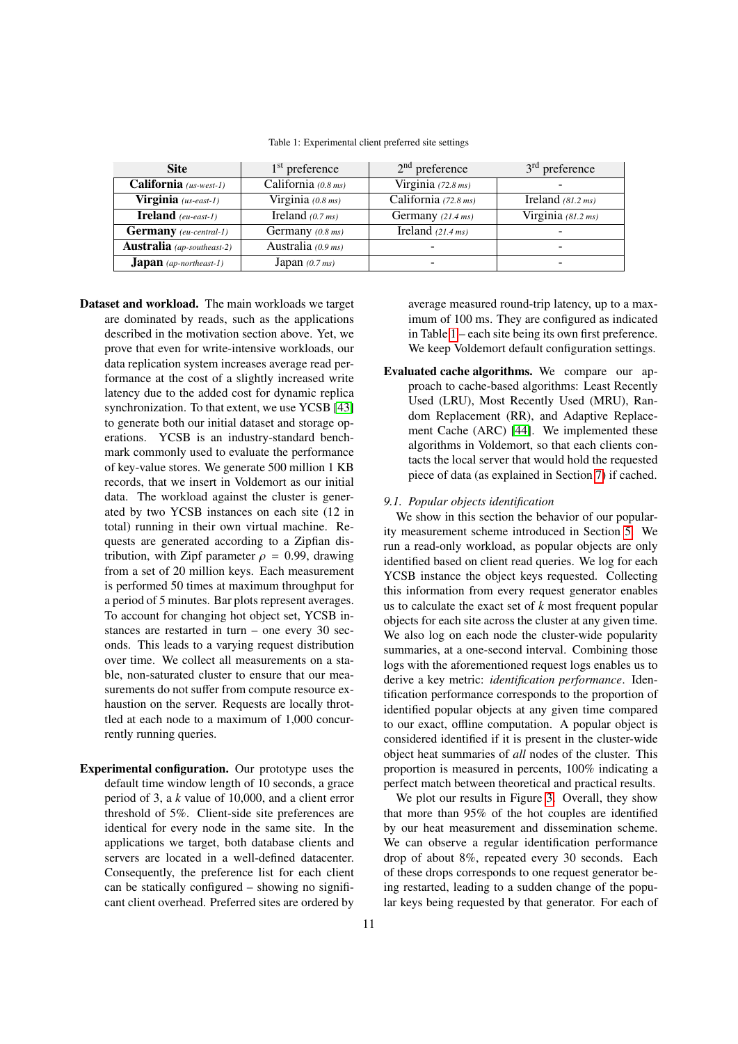Table 1: Experimental client preferred site settings

| Site | 1st preference | 2nd preference | 3rd preference |
|---|---|---|---|
| **California** *(us-west-1)* | California *(0.8 ms)* | Virginia *(72.8 ms)* | - |
| **Virginia** *(us-east-1)* | Virginia *(0.8 ms)* | California *(72.8 ms)* | Ireland *(81.2 ms)* |
| **Ireland** *(eu-east-1)* | Ireland *(0.7 ms)* | Germany *(21.4 ms)* | Virginia *(81.2 ms)* |
| **Germany** *(eu-central-1)* | Germany *(0.8 ms)* | Ireland *(21.4 ms)* | - |
| **Australia** *(ap-southeast-2)* | Australia *(0.9 ms)* | - | - |
| **Japan** *(ap-northeast-1)* | Japan *(0.7 ms)* | - | - |

**Dataset and workload.** The main workloads we target are dominated by reads, such as the applications described in the motivation section above. Yet, we prove that even for write-intensive workloads, our data replication system increases average read performance at the cost of a slightly increased write latency due to the added cost for dynamic replica synchronization. To that extent, we use YCSB [43] to generate both our initial dataset and storage operations. YCSB is an industry-standard benchmark commonly used to evaluate the performance of key-value stores. We generate 500 million 1 KB records, that we insert in Voldemort as our initial data. The workload against the cluster is generated by two YCSB instances on each site (12 in total) running in their own virtual machine. Requests are generated according to a Zipfian distribution, with Zipf parameter $\rho = 0.99$, drawing from a set of 20 million keys. Each measurement is performed 50 times at maximum throughput for a period of 5 minutes. Bar plots represent averages. To account for changing hot object set, YCSB instances are restarted in turn – one every 30 seconds. This leads to a varying request distribution over time. We collect all measurements on a stable, non-saturated cluster to ensure that our measurements do not suffer from compute resource exhaustion on the server. Requests are locally throttled at each node to a maximum of 1,000 concurrently running queries.

**Experimental configuration.** Our prototype uses the default time window length of 10 seconds, a grace period of 3, a $k$ value of 10,000, and a client error threshold of 5%. Client-side site preferences are identical for every node in the same site. In the applications we target, both database clients and servers are located in a well-defined datacenter. Consequently, the preference list for each client can be statically configured – showing no significant client overhead. Preferred sites are ordered by average measured round-trip latency, up to a maximum of 100 ms. They are configured as indicated in Table 1– each site being its own first preference. We keep Voldemort default configuration settings.

**Evaluated cache algorithms.** We compare our approach to cache-based algorithms: Least Recently Used (LRU), Most Recently Used (MRU), Random Replacement (RR), and Adaptive Replacement Cache (ARC) [44]. We implemented these algorithms in Voldemort, so that each clients contacts the local server that would hold the requested piece of data (as explained in Section 7) if cached.

### 9.1. Popular objects identification

We show in this section the behavior of our popularity measurement scheme introduced in Section 5. We run a read-only workload, as popular objects are only identified based on client read queries. We log for each YCSB instance the object keys requested. Collecting this information from every request generator enables us to calculate the exact set of $k$ most frequent popular objects for each site across the cluster at any given time. We also log on each node the cluster-wide popularity summaries, at a one-second interval. Combining those logs with the aforementioned request logs enables us to derive a key metric: *identification performance*. Identification performance corresponds to the proportion of identified popular objects at any given time compared to our exact, offline computation. A popular object is considered identified if it is present in the cluster-wide object heat summaries of *all* nodes of the cluster. This proportion is measured in percents, 100% indicating a perfect match between theoretical and practical results.

We plot our results in Figure 3. Overall, they show that more than 95% of the hot couples are identified by our heat measurement and dissemination scheme. We can observe a regular identification performance drop of about 8%, repeated every 30 seconds. Each of these drops corresponds to one request generator being restarted, leading to a sudden change of the popular keys being requested by that generator. For each of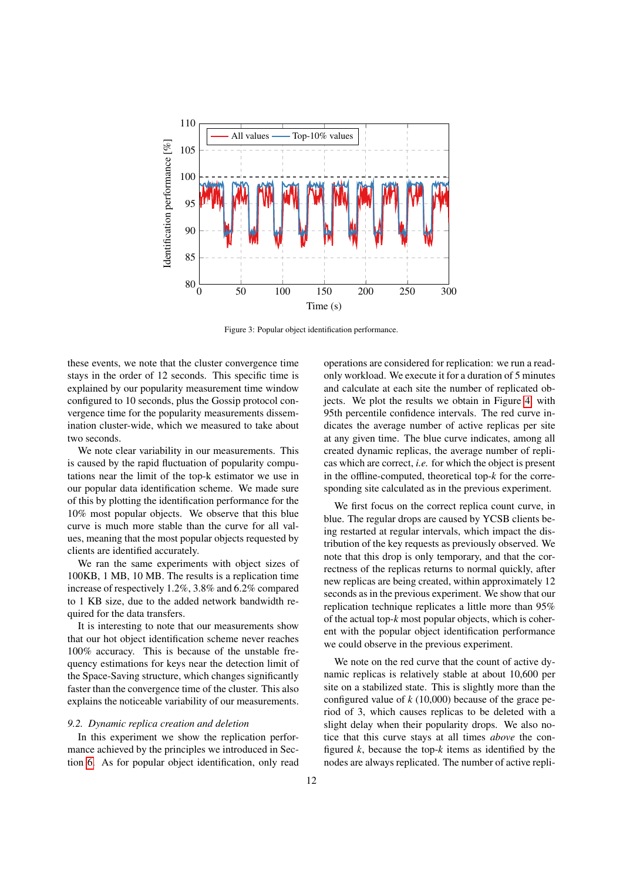Figure 3: Popular object identification performance.

these events, we note that the cluster convergence time stays in the order of 12 seconds. This specific time is explained by our popularity measurement time window configured to 10 seconds, plus the Gossip protocol convergence time for the popularity measurements dissemination cluster-wide, which we measured to take about two seconds.

We note clear variability in our measurements. This is caused by the rapid fluctuation of popularity computations near the limit of the top-k estimator we use in our popular data identification scheme. We made sure of this by plotting the identification performance for the 10% most popular objects. We observe that this blue curve is much more stable than the curve for all values, meaning that the most popular objects requested by clients are identified accurately.

We ran the same experiments with object sizes of 100KB, 1 MB, 10 MB. The results is a replication time increase of respectively 1.2%, 3.8% and 6.2% compared to 1 KB size, due to the added network bandwidth required for the data transfers.

It is interesting to note that our measurements show that our hot object identification scheme never reaches 100% accuracy. This is because of the unstable frequency estimations for keys near the detection limit of the Space-Saving structure, which changes significantly faster than the convergence time of the cluster. This also explains the noticeable variability of our measurements.

### 9.2. Dynamic replica creation and deletion

In this experiment we show the replication performance achieved by the principles we introduced in Section 6. As for popular object identification, only read operations are considered for replication: we run a read-only workload. We execute it for a duration of 5 minutes and calculate at each site the number of replicated objects. We plot the results we obtain in Figure 4, with 95th percentile confidence intervals. The red curve indicates the average number of active replicas per site at any given time. The blue curve indicates, among all created dynamic replicas, the average number of replicas which are correct, *i.e.* for which the object is present in the offline-computed, theoretical top-$k$ for the corresponding site calculated as in the previous experiment.

We first focus on the correct replica count curve, in blue. The regular drops are caused by YCSB clients being restarted at regular intervals, which impact the distribution of the key requests as previously observed. We note that this drop is only temporary, and that the correctness of the replicas returns to normal quickly, after new replicas are being created, within approximately 12 seconds as in the previous experiment. We show that our replication technique replicates a little more than 95% of the actual top-$k$ most popular objects, which is coherent with the popular object identification performance we could observe in the previous experiment.

We note on the red curve that the count of active dynamic replicas is relatively stable at about 10,600 per site on a stabilized state. This is slightly more than the configured value of $k$ (10,000) because of the grace period of 3, which causes replicas to be deleted with a slight delay when their popularity drops. We also notice that this curve stays at all times *above* the configured $k$, because the top-$k$ items as identified by the nodes are always replicated. The number of active repli-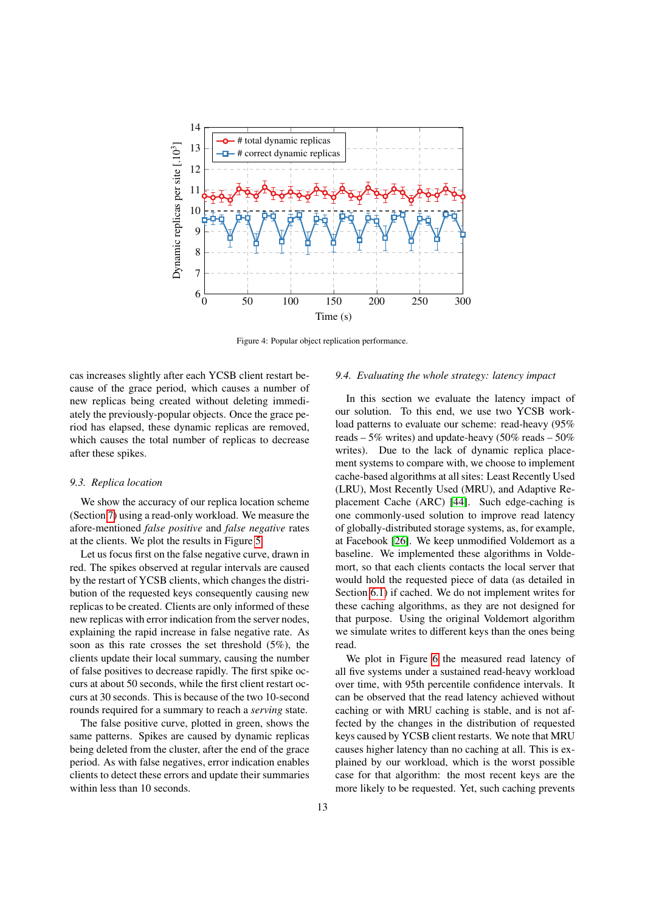Figure 4: Popular object replication performance.

cas increases slightly after each YCSB client restart because of the grace period, which causes a number of new replicas being created without deleting immediately the previously-popular objects. Once the grace period has elapsed, these dynamic replicas are removed, which causes the total number of replicas to decrease after these spikes.

### 9.3. Replica location

We show the accuracy of our replica location scheme (Section 7) using a read-only workload. We measure the afore-mentioned *false positive* and *false negative* rates at the clients. We plot the results in Figure 5.

Let us focus first on the false negative curve, drawn in red. The spikes observed at regular intervals are caused by the restart of YCSB clients, which changes the distribution of the requested keys consequently causing new replicas to be created. Clients are only informed of these new replicas with error indication from the server nodes, explaining the rapid increase in false negative rate. As soon as this rate crosses the set threshold (5%), the clients update their local summary, causing the number of false positives to decrease rapidly. The first spike occurs at about 50 seconds, while the first client restart occurs at 30 seconds. This is because of the two 10-second rounds required for a summary to reach a *serving* state.

The false positive curve, plotted in green, shows the same patterns. Spikes are caused by dynamic replicas being deleted from the cluster, after the end of the grace period. As with false negatives, error indication enables clients to detect these errors and update their summaries within less than 10 seconds.

### 9.4. Evaluating the whole strategy: latency impact

In this section we evaluate the latency impact of our solution. To this end, we use two YCSB workload patterns to evaluate our scheme: read-heavy (95% reads – 5% writes) and update-heavy (50% reads – 50% writes). Due to the lack of dynamic replica placement systems to compare with, we choose to implement cache-based algorithms at all sites: Least Recently Used (LRU), Most Recently Used (MRU), and Adaptive Replacement Cache (ARC) [44]. Such edge-caching is one commonly-used solution to improve read latency of globally-distributed storage systems, as, for example, at Facebook [26]. We keep unmodified Voldemort as a baseline. We implemented these algorithms in Voldemort, so that each clients contacts the local server that would hold the requested piece of data (as detailed in Section 6.1) if cached. We do not implement writes for these caching algorithms, as they are not designed for that purpose. Using the original Voldemort algorithm we simulate writes to different keys than the ones being read.

We plot in Figure 6 the measured read latency of all five systems under a sustained read-heavy workload over time, with 95th percentile confidence intervals. It can be observed that the read latency achieved without caching or with MRU caching is stable, and is not affected by the changes in the distribution of requested keys caused by YCSB client restarts. We note that MRU causes higher latency than no caching at all. This is explained by our workload, which is the worst possible case for that algorithm: the most recent keys are the more likely to be requested. Yet, such caching prevents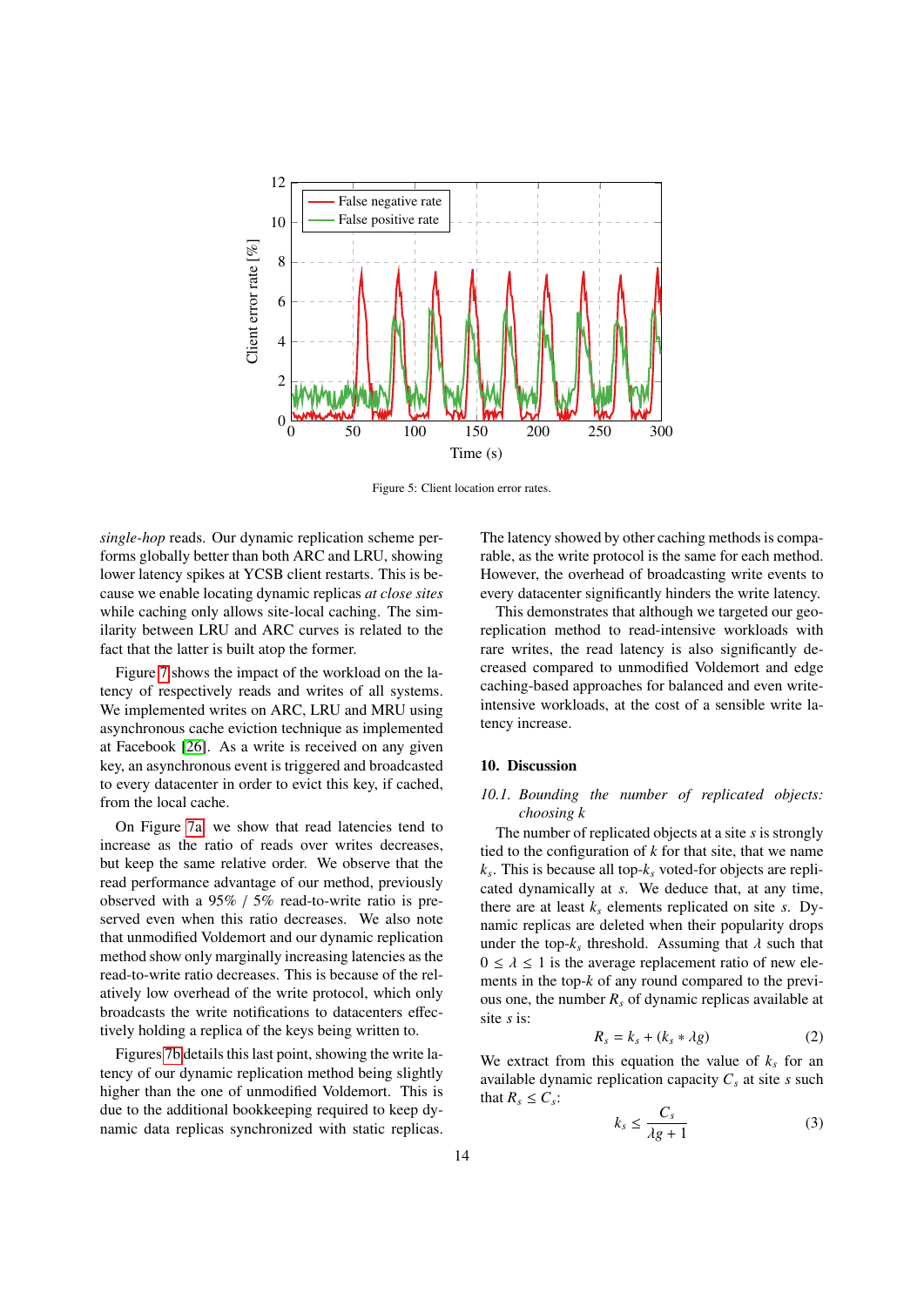Figure 5: Client location error rates.

*single-hop* reads. Our dynamic replication scheme performs globally better than both ARC and LRU, showing lower latency spikes at YCSB client restarts. This is because we enable locating dynamic replicas *at close sites* while caching only allows site-local caching. The similarity between LRU and ARC curves is related to the fact that the latter is built atop the former.

Figure 7 shows the impact of the workload on the latency of respectively reads and writes of all systems. We implemented writes on ARC, LRU and MRU using asynchronous cache eviction technique as implemented at Facebook [26]. As a write is received on any given key, an asynchronous event is triggered and broadcasted to every datacenter in order to evict this key, if cached, from the local cache.

On Figure 7a, we show that read latencies tend to increase as the ratio of reads over writes decreases, but keep the same relative order. We observe that the read performance advantage of our method, previously observed with a 95% / 5% read-to-write ratio is preserved even when this ratio decreases. We also note that unmodified Voldemort and our dynamic replication method show only marginally increasing latencies as the read-to-write ratio decreases. This is because of the relatively low overhead of the write protocol, which only broadcasts the write notifications to datacenters effectively holding a replica of the keys being written to.

Figures 7b details this last point, showing the write latency of our dynamic replication method being slightly higher than the one of unmodified Voldemort. This is due to the additional bookkeeping required to keep dynamic data replicas synchronized with static replicas. The latency showed by other caching methods is comparable, as the write protocol is the same for each method. However, the overhead of broadcasting write events to every datacenter significantly hinders the write latency.

This demonstrates that although we targeted our geo-replication method to read-intensive workloads with rare writes, the read latency is also significantly decreased compared to unmodified Voldemort and edge caching-based approaches for balanced and even write-intensive workloads, at the cost of a sensible write latency increase.

## 10. Discussion

### *10.1. Bounding the number of replicated objects: choosing k*

The number of replicated objects at a site $s$ is strongly tied to the configuration of $k$ for that site, that we name $k_s$. This is because all top-$k_s$ voted-for objects are replicated dynamically at $s$. We deduce that, at any time, there are at least $k_s$ elements replicated on site $s$. Dynamic replicas are deleted when their popularity drops under the top-$k_s$ threshold. Assuming that $\lambda$ such that $0 \leq \lambda \leq 1$ is the average replacement ratio of new elements in the top-$k$ of any round compared to the previous one, the number $R_s$ of dynamic replicas available at site $s$ is:

$$R_s = k_s + (k_s * \lambda g) \tag{2}$$

We extract from this equation the value of $k_s$ for an available dynamic replication capacity $C_s$ at site $s$ such that $R_s \leq C_s$:

$$k_s \leq \frac{C_s}{\lambda g + 1} \tag{3}$$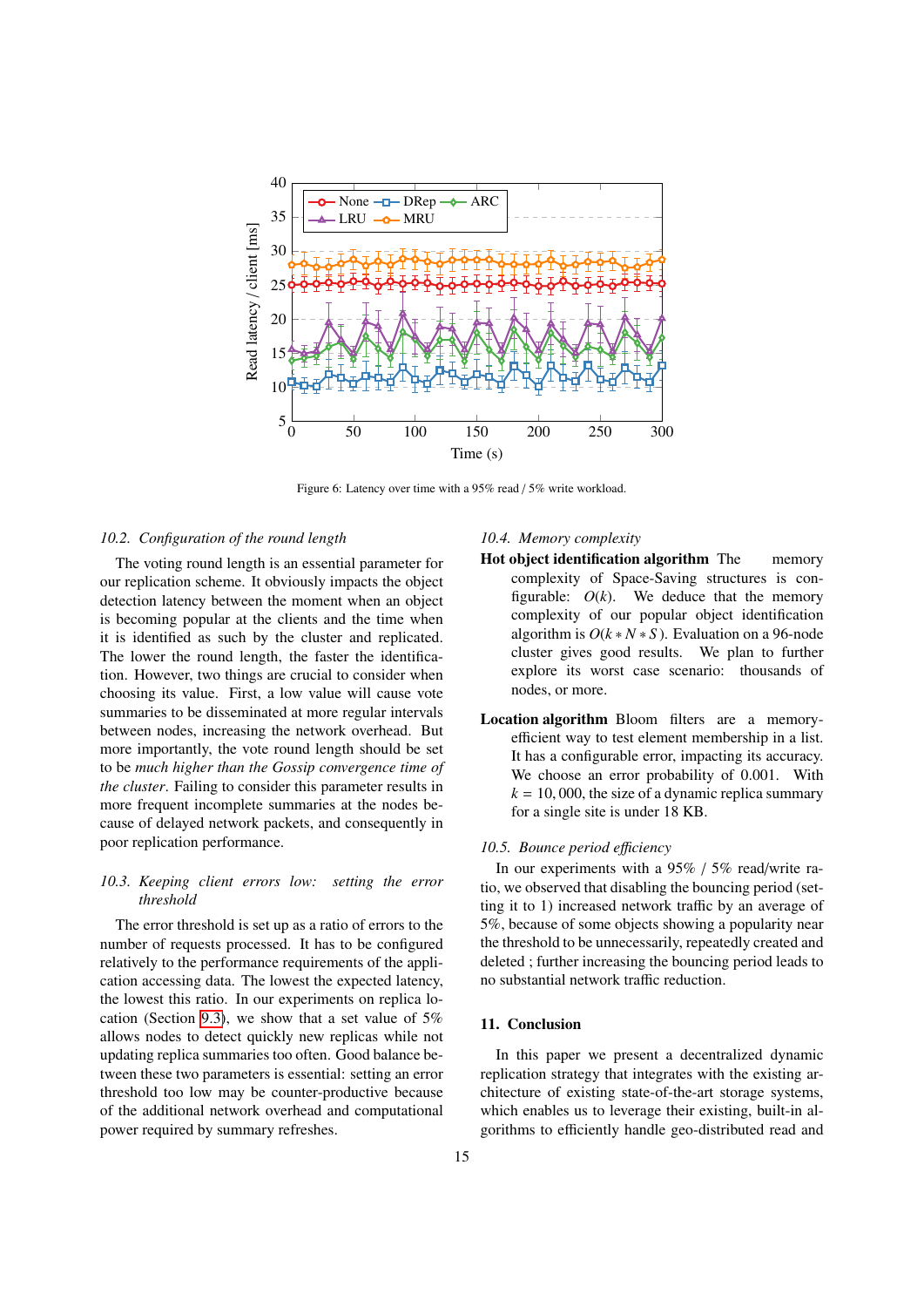Figure 6: Latency over time with a 95% read / 5% write workload.

### 10.2. Configuration of the round length

The voting round length is an essential parameter for our replication scheme. It obviously impacts the object detection latency between the moment when an object is becoming popular at the clients and the time when it is identified as such by the cluster and replicated. The lower the round length, the faster the identification. However, two things are crucial to consider when choosing its value. First, a low value will cause vote summaries to be disseminated at more regular intervals between nodes, increasing the network overhead. But more importantly, the vote round length should be set to be *much higher than the Gossip convergence time of the cluster*. Failing to consider this parameter results in more frequent incomplete summaries at the nodes because of delayed network packets, and consequently in poor replication performance.

### 10.3. Keeping client errors low: setting the error threshold

The error threshold is set up as a ratio of errors to the number of requests processed. It has to be configured relatively to the performance requirements of the application accessing data. The lowest the expected latency, the lowest this ratio. In our experiments on replica location (Section 9.3), we show that a set value of 5% allows nodes to detect quickly new replicas while not updating replica summaries too often. Good balance between these two parameters is essential: setting an error threshold too low may be counter-productive because of the additional network overhead and computational power required by summary refreshes.

### 10.4. Memory complexity

**Hot object identification algorithm** The memory complexity of Space-Saving structures is configurable: $O(k)$. We deduce that the memory complexity of our popular object identification algorithm is $O(k * N * S)$. Evaluation on a 96-node cluster gives good results. We plan to further explore its worst case scenario: thousands of nodes, or more.

**Location algorithm** Bloom filters are a memory-efficient way to test element membership in a list. It has a configurable error, impacting its accuracy. We choose an error probability of 0.001. With $k = 10,000$, the size of a dynamic replica summary for a single site is under 18 KB.

### 10.5. Bounce period efficiency

In our experiments with a 95% / 5% read/write ratio, we observed that disabling the bouncing period (setting it to 1) increased network traffic by an average of 5%, because of some objects showing a popularity near the threshold to be unnecessarily, repeatedly created and deleted ; further increasing the bouncing period leads to no substantial network traffic reduction.

## 11. Conclusion

In this paper we present a decentralized dynamic replication strategy that integrates with the existing architecture of existing state-of-the-art storage systems, which enables us to leverage their existing, built-in algorithms to efficiently handle geo-distributed read and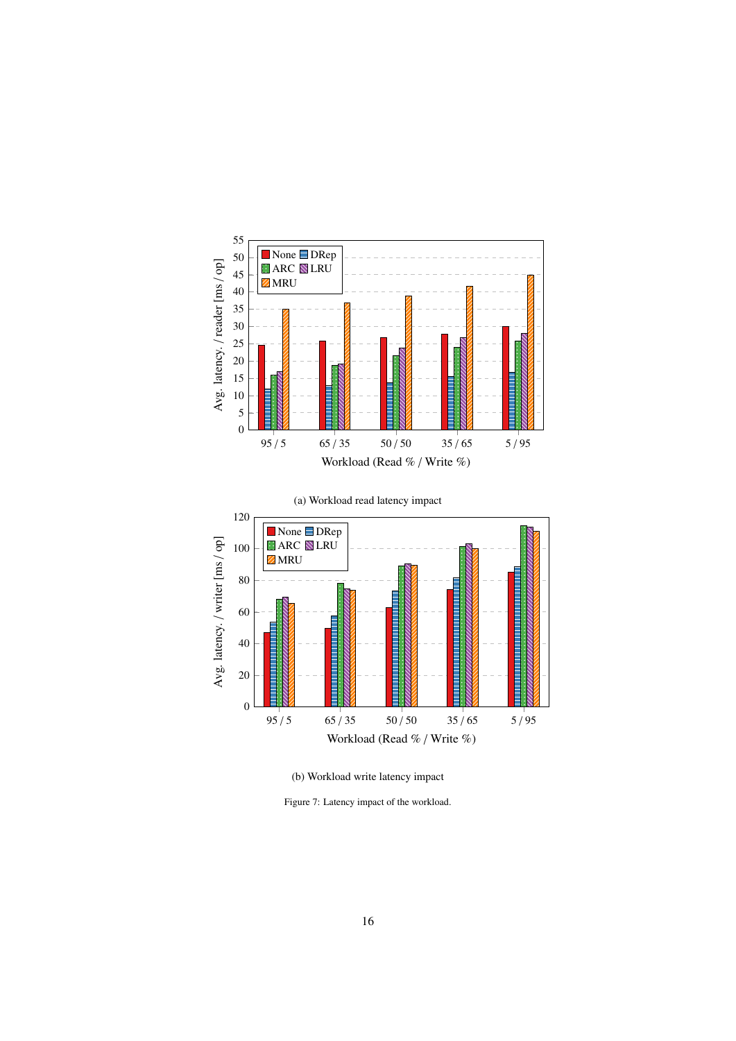(a) Workload read latency impact

(b) Workload write latency impact

Figure 7: Latency impact of the workload.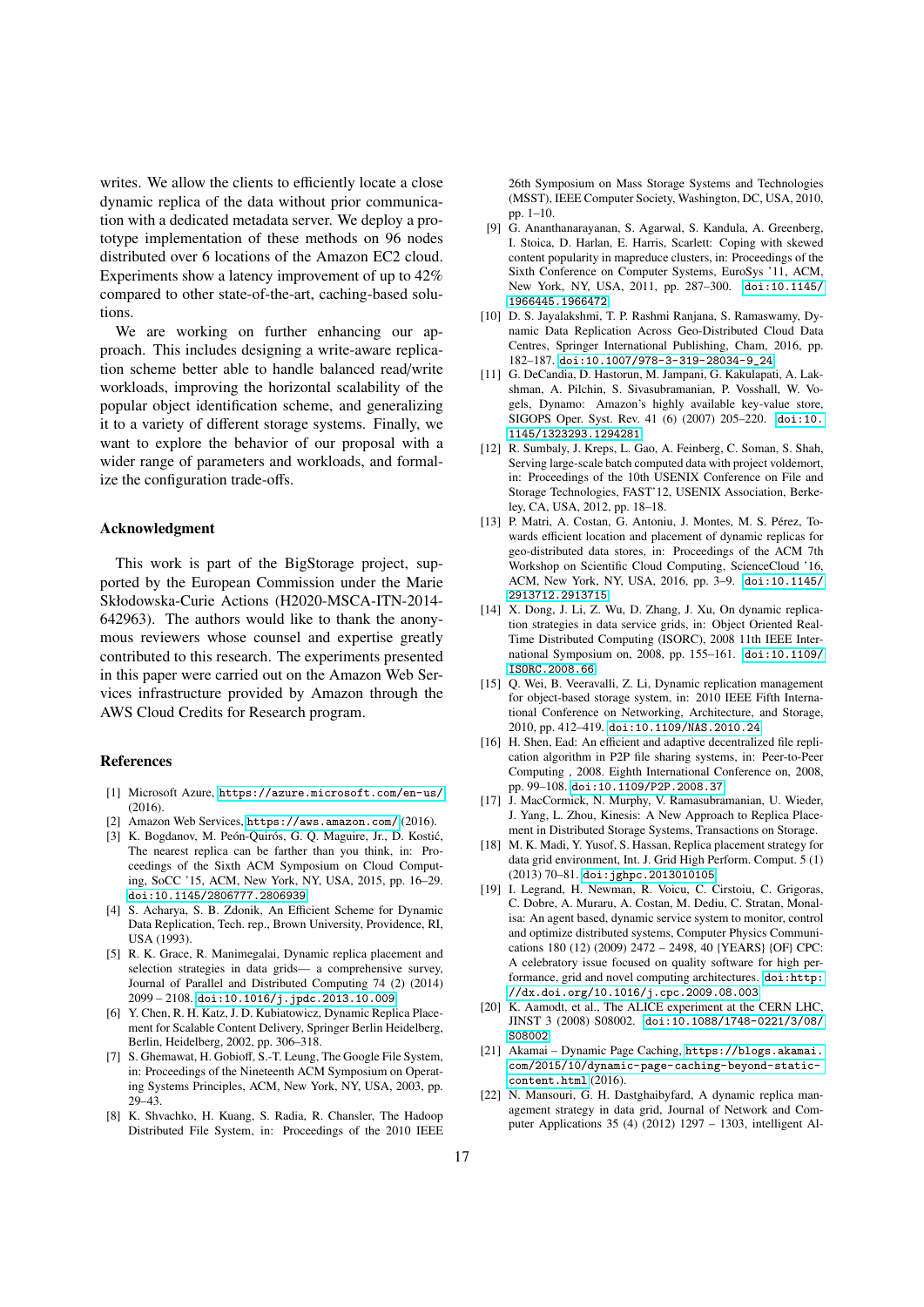writes. We allow the clients to efficiently locate a close dynamic replica of the data without prior communication with a dedicated metadata server. We deploy a prototype implementation of these methods on 96 nodes distributed over 6 locations of the Amazon EC2 cloud. Experiments show a latency improvement of up to 42% compared to other state-of-the-art, caching-based solutions.

We are working on further enhancing our approach. This includes designing a write-aware replication scheme better able to handle balanced read/write workloads, improving the horizontal scalability of the popular object identification scheme, and generalizing it to a variety of different storage systems. Finally, we want to explore the behavior of our proposal with a wider range of parameters and workloads, and formalize the configuration trade-offs.

### Acknowledgment

This work is part of the BigStorage project, supported by the European Commission under the Marie Skłodowska-Curie Actions (H2020-MSCA-ITN-2014-642963). The authors would like to thank the anonymous reviewers whose counsel and expertise greatly contributed to this research. The experiments presented in this paper were carried out on the Amazon Web Services infrastructure provided by Amazon through the AWS Cloud Credits for Research program.

### References

[1] Microsoft Azure, https://azure.microsoft.com/en-us/ (2016).

[2] Amazon Web Services, https://aws.amazon.com/ (2016).

[3] K. Bogdanov, M. Peón-Quirós, G. Q. Maguire, Jr., D. Kostić, The nearest replica can be farther than you think, in: Proceedings of the Sixth ACM Symposium on Cloud Computing, SoCC '15, ACM, New York, NY, USA, 2015, pp. 16–29. doi:10.1145/2806777.2806939

[4] S. Acharya, S. B. Zdonik, An Efficient Scheme for Dynamic Data Replication, Tech. rep., Brown University, Providence, RI, USA (1993).

[5] R. K. Grace, R. Manimegalai, Dynamic replica placement and selection strategies in data grids— a comprehensive survey, Journal of Parallel and Distributed Computing 74 (2) (2014) 2099 – 2108. doi:10.1016/j.jpdc.2013.10.009

[6] Y. Chen, R. H. Katz, J. D. Kubiatowicz, Dynamic Replica Placement for Scalable Content Delivery, Springer Berlin Heidelberg, Berlin, Heidelberg, 2002, pp. 306–318.

[7] S. Ghemawat, H. Gobioff, S.-T. Leung, The Google File System, in: Proceedings of the Nineteenth ACM Symposium on Operating Systems Principles, ACM, New York, NY, USA, 2003, pp. 29–43.

[8] K. Shvachko, H. Kuang, S. Radia, R. Chansler, The Hadoop Distributed File System, in: Proceedings of the 2010 IEEE 26th Symposium on Mass Storage Systems and Technologies (MSST), IEEE Computer Society, Washington, DC, USA, 2010, pp. 1–10.

[9] G. Ananthanarayanan, S. Agarwal, S. Kandula, A. Greenberg, I. Stoica, D. Harlan, E. Harris, Scarlett: Coping with skewed content popularity in mapreduce clusters, in: Proceedings of the Sixth Conference on Computer Systems, EuroSys '11, ACM, New York, NY, USA, 2011, pp. 287–300. doi:10.1145/1966445.1966472

[10] D. S. Jayalakshmi, T. P. Rashmi Ranjana, S. Ramaswamy, Dynamic Data Replication Across Geo-Distributed Cloud Data Centres, Springer International Publishing, Cham, 2016, pp. 182–187. doi:10.1007/978-3-319-28034-9_24

[11] G. DeCandia, D. Hastorun, M. Jampani, G. Kakulapati, A. Lakshman, A. Pilchin, S. Sivasubramanian, P. Vosshall, W. Vogels, Dynamo: Amazon's highly available key-value store, SIGOPS Oper. Syst. Rev. 41 (6) (2007) 205–220. doi:10.1145/1323293.1294281

[12] R. Sumbaly, J. Kreps, L. Gao, A. Feinberg, C. Soman, S. Shah, Serving large-scale batch computed data with project voldemort, in: Proceedings of the 10th USENIX Conference on File and Storage Technologies, FAST'12, USENIX Association, Berkeley, CA, USA, 2012, pp. 18–18.

[13] P. Matri, A. Costan, G. Antoniu, J. Montes, M. S. Pérez, Towards efficient location and placement of dynamic replicas for geo-distributed data stores, in: Proceedings of the ACM 7th Workshop on Scientific Cloud Computing, ScienceCloud '16, ACM, New York, NY, USA, 2016, pp. 3–9. doi:10.1145/2913712.2913715

[14] X. Dong, J. Li, Z. Wu, D. Zhang, J. Xu, On dynamic replication strategies in data service grids, in: Object Oriented Real-Time Distributed Computing (ISORC), 2008 11th IEEE International Symposium on, 2008, pp. 155–161. doi:10.1109/ISORC.2008.66

[15] Q. Wei, B. Veeravalli, Z. Li, Dynamic replication management for object-based storage system, in: 2010 IEEE Fifth International Conference on Networking, Architecture, and Storage, 2010, pp. 412–419. doi:10.1109/NAS.2010.24

[16] H. Shen, Ead: An efficient and adaptive decentralized file replication algorithm in P2P file sharing systems, in: Peer-to-Peer Computing , 2008. Eighth International Conference on, 2008, pp. 99–108. doi:10.1109/P2P.2008.37

[17] J. MacCormick, N. Murphy, V. Ramasubramanian, U. Wieder, J. Yang, L. Zhou, Kinesis: A New Approach to Replica Placement in Distributed Storage Systems, Transactions on Storage.

[18] M. K. Madi, Y. Yusof, S. Hassan, Replica placement strategy for data grid environment, Int. J. Grid High Perform. Comput. 5 (1) (2013) 70–81. doi:jghpc.2013010105

[19] I. Legrand, H. Newman, R. Voicu, C. Cirstoiu, C. Grigoras, C. Dobre, A. Muraru, A. Costan, M. Dediu, C. Stratan, MonALISA: An agent based, dynamic service system to monitor, control and optimize distributed systems, Computer Physics Communications 180 (12) (2009) 2472 – 2498, 40 {YEARS} {OF} CPC: A celebratory issue focused on quality software for high performance, grid and novel computing architectures. doi:http://dx.doi.org/10.1016/j.cpc.2009.08.003

[20] K. Aamodt, et al., The ALICE experiment at the CERN LHC, JINST 3 (2008) S08002. doi:10.1088/1748-0221/3/08/S08002

[21] Akamai – Dynamic Page Caching, https://blogs.akamai.com/2015/10/dynamic-page-caching-beyond-static-content.html (2016).

[22] N. Mansouri, G. H. Dastghaibyfard, A dynamic replica management strategy in data grid, Journal of Network and Computer Applications 35 (4) (2012) 1297 – 1303, intelligent Al-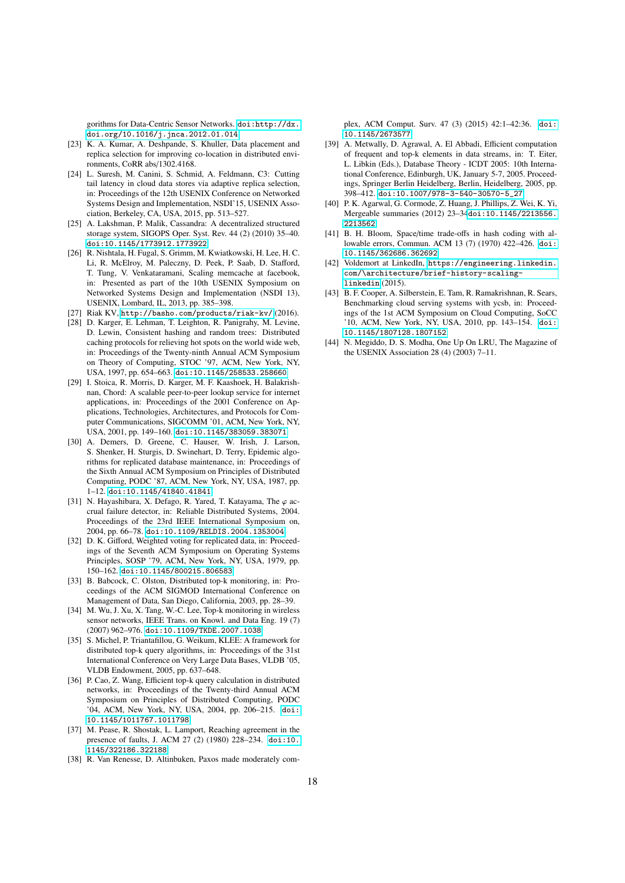gorithms for Data-Centric Sensor Networks. doi:http://dx.doi.org/10.1016/j.jnca.2012.01.014.

[23] K. A. Kumar, A. Deshpande, S. Khuller, Data placement and replica selection for improving co-location in distributed environments, CoRR abs/1302.4168.

[24] L. Suresh, M. Canini, S. Schmid, A. Feldmann, C3: Cutting tail latency in cloud data stores via adaptive replica selection, in: Proceedings of the 12th USENIX Conference on Networked Systems Design and Implementation, NSDI'15, USENIX Association, Berkeley, CA, USA, 2015, pp. 513–527.

[25] A. Lakshman, P. Malik, Cassandra: A decentralized structured storage system, SIGOPS Oper. Syst. Rev. 44 (2) (2010) 35–40. doi:10.1145/1773912.1773922.

[26] R. Nishtala, H. Fugal, S. Grimm, M. Kwiatkowski, H. Lee, H. C. Li, R. McElroy, M. Paleczny, D. Peek, P. Saab, D. Stafford, T. Tung, V. Venkataramani, Scaling memcache at facebook, in: Presented as part of the 10th USENIX Symposium on Networked Systems Design and Implementation (NSDI 13), USENIX, Lombard, IL, 2013, pp. 385–398.

[27] Riak KV, http://basho.com/products/riak-kv/ (2016).

[28] D. Karger, E. Lehman, T. Leighton, R. Panigrahy, M. Levine, D. Lewin, Consistent hashing and random trees: Distributed caching protocols for relieving hot spots on the world wide web, in: Proceedings of the Twenty-ninth Annual ACM Symposium on Theory of Computing, STOC '97, ACM, New York, NY, USA, 1997, pp. 654–663. doi:10.1145/258533.258660.

[29] I. Stoica, R. Morris, D. Karger, M. F. Kaashoek, H. Balakrishnan, Chord: A scalable peer-to-peer lookup service for internet applications, in: Proceedings of the 2001 Conference on Applications, Technologies, Architectures, and Protocols for Computer Communications, SIGCOMM '01, ACM, New York, NY, USA, 2001, pp. 149–160. doi:10.1145/383059.383071.

[30] A. Demers, D. Greene, C. Hauser, W. Irish, J. Larson, S. Shenker, H. Sturgis, D. Swinehart, D. Terry, Epidemic algorithms for replicated database maintenance, in: Proceedings of the Sixth Annual ACM Symposium on Principles of Distributed Computing, PODC '87, ACM, New York, NY, USA, 1987, pp. 1–12. doi:10.1145/41840.41841.

[31] N. Hayashibara, X. Defago, R. Yared, T. Katayama, The $\varphi$ accrual failure detector, in: Reliable Distributed Systems, 2004. Proceedings of the 23rd IEEE International Symposium on, 2004, pp. 66–78. doi:10.1109/RELDIS.2004.1353004.

[32] D. K. Gifford, Weighted voting for replicated data, in: Proceedings of the Seventh ACM Symposium on Operating Systems Principles, SOSP '79, ACM, New York, NY, USA, 1979, pp. 150–162. doi:10.1145/800215.806583.

[33] B. Babcock, C. Olston, Distributed top-k monitoring, in: Proceedings of the ACM SIGMOD International Conference on Management of Data, San Diego, California, 2003, pp. 28–39.

[34] M. Wu, J. Xu, X. Tang, W.-C. Lee, Top-k monitoring in wireless sensor networks, IEEE Trans. on Knowl. and Data Eng. 19 (7) (2007) 962–976. doi:10.1109/TKDE.2007.1038.

[35] S. Michel, P. Triantafillou, G. Weikum, KLEE: A framework for distributed top-k query algorithms, in: Proceedings of the 31st International Conference on Very Large Data Bases, VLDB '05, VLDB Endowment, 2005, pp. 637–648.

[36] P. Cao, Z. Wang, Efficient top-k query calculation in distributed networks, in: Proceedings of the Twenty-third Annual ACM Symposium on Principles of Distributed Computing, PODC '04, ACM, New York, NY, USA, 2004, pp. 206–215. doi:10.1145/1011767.1011798.

[37] M. Pease, R. Shostak, L. Lamport, Reaching agreement in the presence of faults, J. ACM 27 (2) (1980) 228–234. doi:10.1145/322186.322188.

[38] R. Van Renesse, D. Altinbuken, Paxos made moderately complex, ACM Comput. Surv. 47 (3) (2015) 42:1–42:36. doi:10.1145/2673577.

[39] A. Metwally, D. Agrawal, A. El Abbadi, Efficient computation of frequent and top-k elements in data streams, in: T. Eiter, L. Libkin (Eds.), Database Theory - ICDT 2005: 10th International Conference, Edinburgh, UK, January 5-7, 2005. Proceedings, Springer Berlin Heidelberg, Berlin, Heidelberg, 2005, pp. 398–412. doi:10.1007/978-3-540-30570-5_27.

[40] P. K. Agarwal, G. Cormode, Z. Huang, J. Phillips, Z. Wei, K. Yi, Mergeable summaries (2012) 23–34doi:10.1145/2213556.2213562.

[41] B. H. Bloom, Space/time trade-offs in hash coding with allowable errors, Commun. ACM 13 (7) (1970) 422–426. doi:10.1145/362686.362692.

[42] Voldemort at LinkedIn, https://engineering.linkedin.com/\architecture/brief-history-scaling-linkedin (2015).

[43] B. F. Cooper, A. Silberstein, E. Tam, R. Ramakrishnan, R. Sears, Benchmarking cloud serving systems with ycsb, in: Proceedings of the 1st ACM Symposium on Cloud Computing, SoCC '10, ACM, New York, NY, USA, 2010, pp. 143–154. doi:10.1145/1807128.1807152.

[44] N. Megiddo, D. S. Modha, One Up On LRU, The Magazine of the USENIX Association 28 (4) (2003) 7–11.